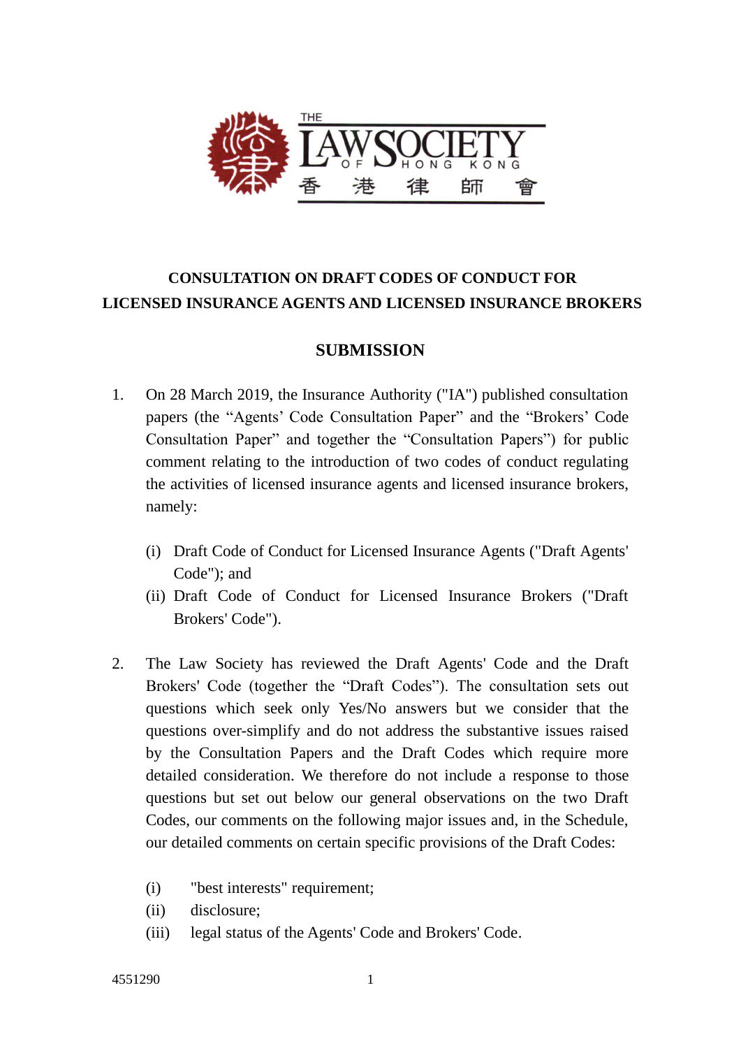# CONSULTATION ON DRAFT CODES OF CONDUCT FOR LICENSED INSURANCE AGENTS AND LICENSED INSURANCE BROKERS

## SUBMISSION

1. On 28 March 2019, the Insurance Authority ("IA") published consultation papers (the "Agents' Code Consultation Paper" and the "Brokers' Code Consultation Paper" and together the "Consultation Papers") for public comment relating to the introduction of two codes of conduct regulating the activities of licensed insurance agents and licensed insurance brokers, namely:

   (i) Draft Code of Conduct for Licensed Insurance Agents ("Draft Agents' Code"); and
   (ii) Draft Code of Conduct for Licensed Insurance Brokers ("Draft Brokers' Code").

2. The Law Society has reviewed the Draft Agents' Code and the Draft Brokers' Code (together the "Draft Codes"). The consultation sets out questions which seek only Yes/No answers but we consider that the questions over-simplify and do not address the substantive issues raised by the Consultation Papers and the Draft Codes which require more detailed consideration. We therefore do not include a response to those questions but set out below our general observations on the two Draft Codes, our comments on the following major issues and, in the Schedule, our detailed comments on certain specific provisions of the Draft Codes:

   (i) "best interests" requirement;
   (ii) disclosure;
   (iii) legal status of the Agents' Code and Brokers' Code.

4551290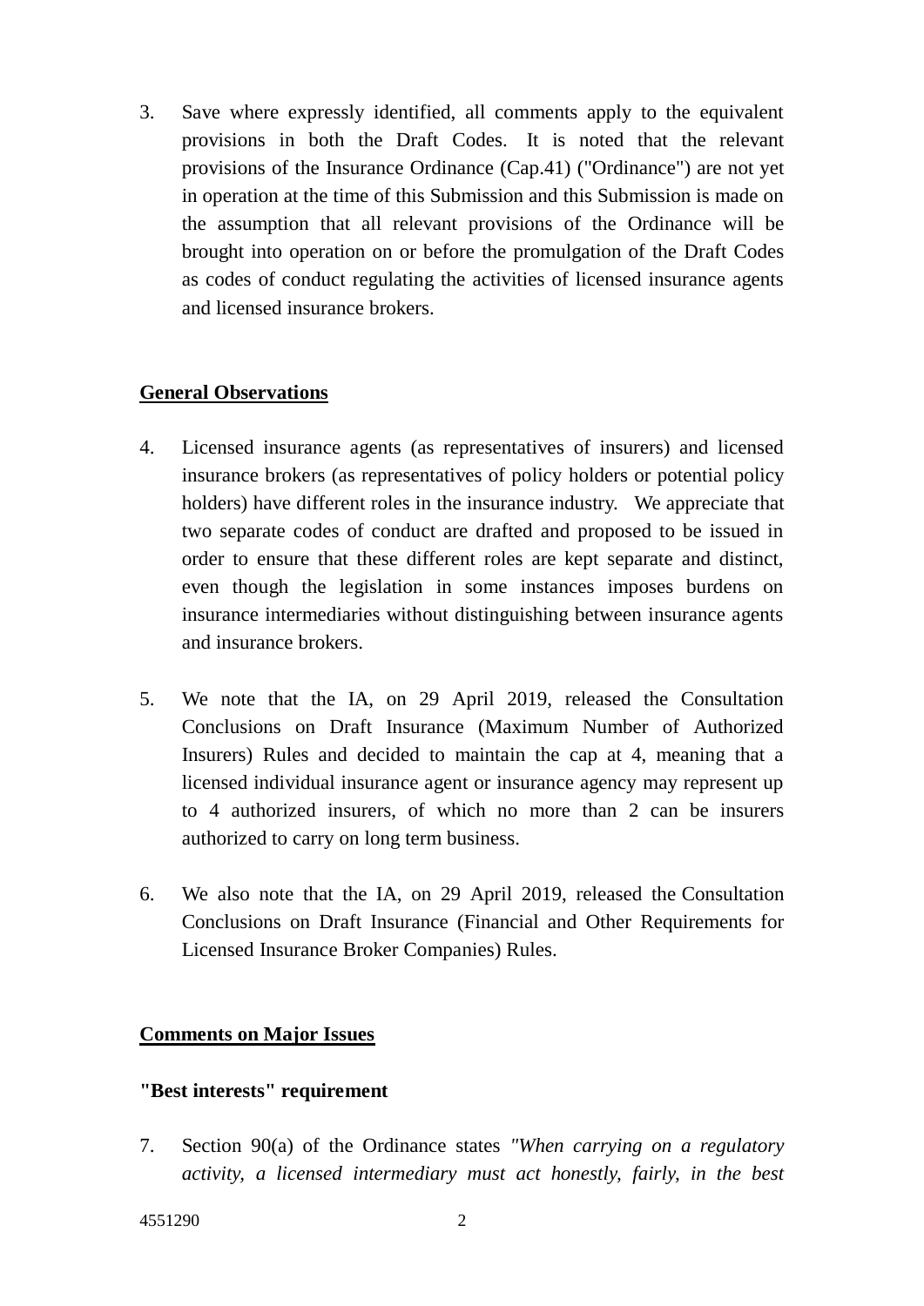3. Save where expressly identified, all comments apply to the equivalent provisions in both the Draft Codes. It is noted that the relevant provisions of the Insurance Ordinance (Cap.41) ("Ordinance") are not yet in operation at the time of this Submission and this Submission is made on the assumption that all relevant provisions of the Ordinance will be brought into operation on or before the promulgation of the Draft Codes as codes of conduct regulating the activities of licensed insurance agents and licensed insurance brokers.

## General Observations

4. Licensed insurance agents (as representatives of insurers) and licensed insurance brokers (as representatives of policy holders or potential policy holders) have different roles in the insurance industry. We appreciate that two separate codes of conduct are drafted and proposed to be issued in order to ensure that these different roles are kept separate and distinct, even though the legislation in some instances imposes burdens on insurance intermediaries without distinguishing between insurance agents and insurance brokers.

5. We note that the IA, on 29 April 2019, released the Consultation Conclusions on Draft Insurance (Maximum Number of Authorized Insurers) Rules and decided to maintain the cap at 4, meaning that a licensed individual insurance agent or insurance agency may represent up to 4 authorized insurers, of which no more than 2 can be insurers authorized to carry on long term business.

6. We also note that the IA, on 29 April 2019, released the Consultation Conclusions on Draft Insurance (Financial and Other Requirements for Licensed Insurance Broker Companies) Rules.

## Comments on Major Issues

### "Best interests" requirement

7. Section 90(a) of the Ordinance states *"When carrying on a regulatory activity, a licensed intermediary must act honestly, fairly, in the best*

4551290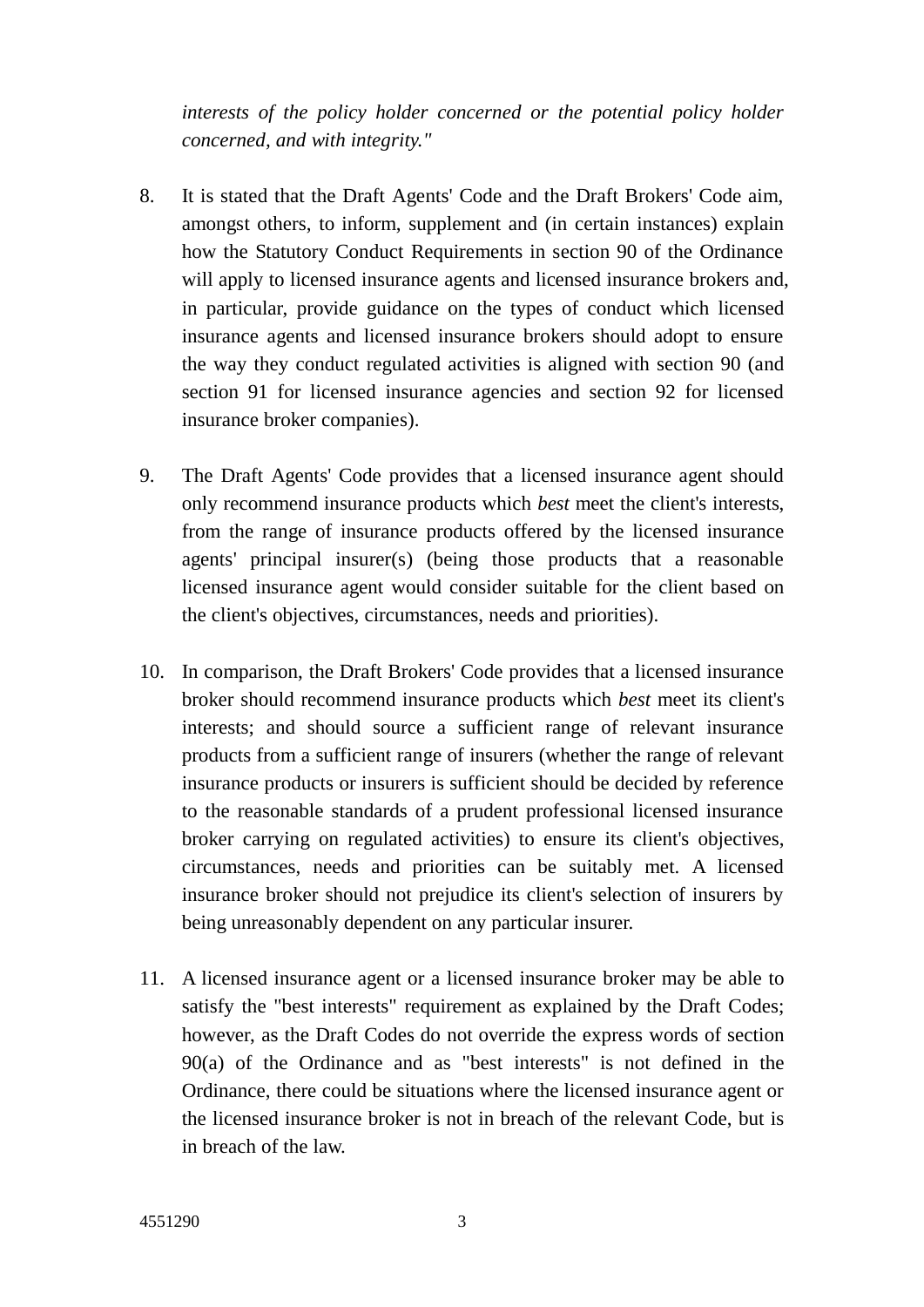*interests of the policy holder concerned or the potential policy holder concerned, and with integrity."*

8. It is stated that the Draft Agents' Code and the Draft Brokers' Code aim, amongst others, to inform, supplement and (in certain instances) explain how the Statutory Conduct Requirements in section 90 of the Ordinance will apply to licensed insurance agents and licensed insurance brokers and, in particular, provide guidance on the types of conduct which licensed insurance agents and licensed insurance brokers should adopt to ensure the way they conduct regulated activities is aligned with section 90 (and section 91 for licensed insurance agencies and section 92 for licensed insurance broker companies).

9. The Draft Agents' Code provides that a licensed insurance agent should only recommend insurance products which *best* meet the client's interests, from the range of insurance products offered by the licensed insurance agents' principal insurer(s) (being those products that a reasonable licensed insurance agent would consider suitable for the client based on the client's objectives, circumstances, needs and priorities).

10. In comparison, the Draft Brokers' Code provides that a licensed insurance broker should recommend insurance products which *best* meet its client's interests; and should source a sufficient range of relevant insurance products from a sufficient range of insurers (whether the range of relevant insurance products or insurers is sufficient should be decided by reference to the reasonable standards of a prudent professional licensed insurance broker carrying on regulated activities) to ensure its client's objectives, circumstances, needs and priorities can be suitably met. A licensed insurance broker should not prejudice its client's selection of insurers by being unreasonably dependent on any particular insurer.

11. A licensed insurance agent or a licensed insurance broker may be able to satisfy the "best interests" requirement as explained by the Draft Codes; however, as the Draft Codes do not override the express words of section 90(a) of the Ordinance and as "best interests" is not defined in the Ordinance, there could be situations where the licensed insurance agent or the licensed insurance broker is not in breach of the relevant Code, but is in breach of the law.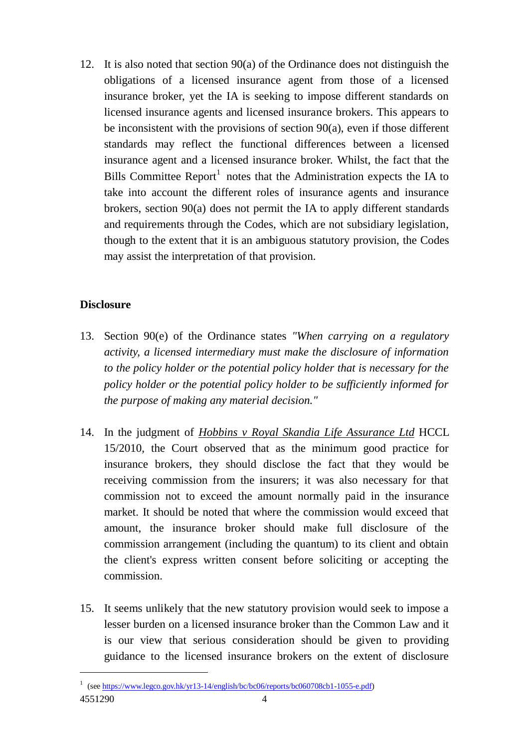12. It is also noted that section 90(a) of the Ordinance does not distinguish the obligations of a licensed insurance agent from those of a licensed insurance broker, yet the IA is seeking to impose different standards on licensed insurance agents and licensed insurance brokers. This appears to be inconsistent with the provisions of section 90(a), even if those different standards may reflect the functional differences between a licensed insurance agent and a licensed insurance broker. Whilst, the fact that the Bills Committee Report[1] notes that the Administration expects the IA to take into account the different roles of insurance agents and insurance brokers, section 90(a) does not permit the IA to apply different standards and requirements through the Codes, which are not subsidiary legislation, though to the extent that it is an ambiguous statutory provision, the Codes may assist the interpretation of that provision.

**Disclosure**

13. Section 90(e) of the Ordinance states *"When carrying on a regulatory activity, a licensed intermediary must make the disclosure of information to the policy holder or the potential policy holder that is necessary for the policy holder or the potential policy holder to be sufficiently informed for the purpose of making any material decision."*

14. In the judgment of *Hobbins v Royal Skandia Life Assurance Ltd* HCCL 15/2010, the Court observed that as the minimum good practice for insurance brokers, they should disclose the fact that they would be receiving commission from the insurers; it was also necessary for that commission not to exceed the amount normally paid in the insurance market. It should be noted that where the commission would exceed that amount, the insurance broker should make full disclosure of the commission arrangement (including the quantum) to its client and obtain the client's express written consent before soliciting or accepting the commission.

15. It seems unlikely that the new statutory provision would seek to impose a lesser burden on a licensed insurance broker than the Common Law and it is our view that serious consideration should be given to providing guidance to the licensed insurance brokers on the extent of disclosure

---

[1] (see https://www.legco.gov.hk/yr13-14/english/bc/bc06/reports/bc060708cb1-1055-e.pdf)

4551290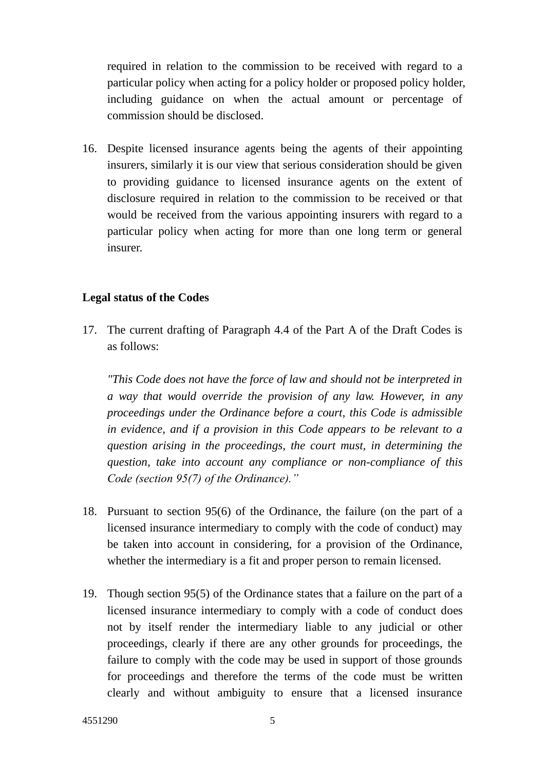required in relation to the commission to be received with regard to a particular policy when acting for a policy holder or proposed policy holder, including guidance on when the actual amount or percentage of commission should be disclosed.

16. Despite licensed insurance agents being the agents of their appointing insurers, similarly it is our view that serious consideration should be given to providing guidance to licensed insurance agents on the extent of disclosure required in relation to the commission to be received or that would be received from the various appointing insurers with regard to a particular policy when acting for more than one long term or general insurer.

**Legal status of the Codes**

17. The current drafting of Paragraph 4.4 of the Part A of the Draft Codes is as follows:

    *"This Code does not have the force of law and should not be interpreted in a way that would override the provision of any law. However, in any proceedings under the Ordinance before a court, this Code is admissible in evidence, and if a provision in this Code appears to be relevant to a question arising in the proceedings, the court must, in determining the question, take into account any compliance or non-compliance of this Code (section 95(7) of the Ordinance)."*

18. Pursuant to section 95(6) of the Ordinance, the failure (on the part of a licensed insurance intermediary to comply with the code of conduct) may be taken into account in considering, for a provision of the Ordinance, whether the intermediary is a fit and proper person to remain licensed.

19. Though section 95(5) of the Ordinance states that a failure on the part of a licensed insurance intermediary to comply with a code of conduct does not by itself render the intermediary liable to any judicial or other proceedings, clearly if there are any other grounds for proceedings, the failure to comply with the code may be used in support of those grounds for proceedings and therefore the terms of the code must be written clearly and without ambiguity to ensure that a licensed insurance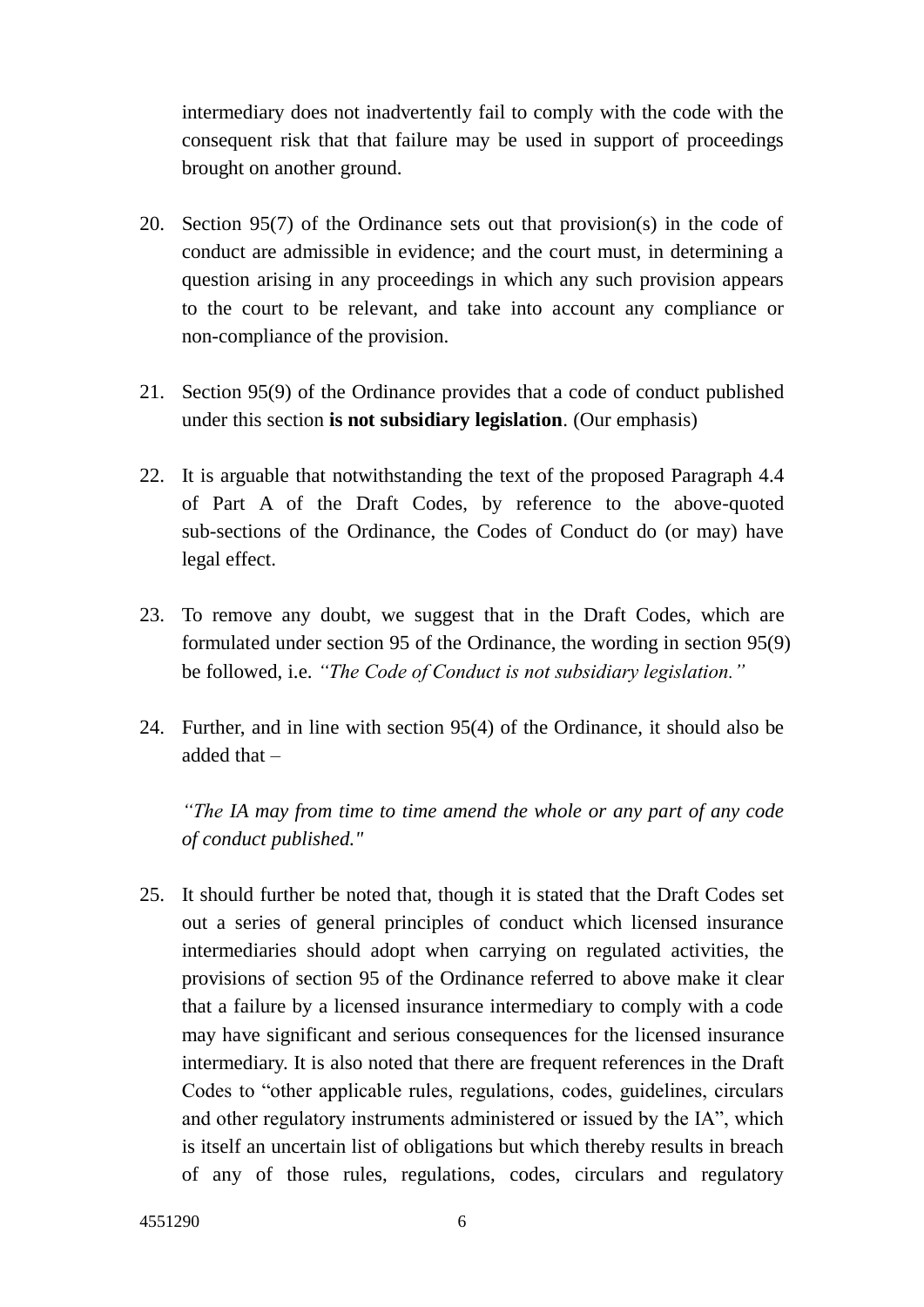intermediary does not inadvertently fail to comply with the code with the consequent risk that that failure may be used in support of proceedings brought on another ground.

20. Section 95(7) of the Ordinance sets out that provision(s) in the code of conduct are admissible in evidence; and the court must, in determining a question arising in any proceedings in which any such provision appears to the court to be relevant, and take into account any compliance or non-compliance of the provision.

21. Section 95(9) of the Ordinance provides that a code of conduct published under this section **is not subsidiary legislation**. (Our emphasis)

22. It is arguable that notwithstanding the text of the proposed Paragraph 4.4 of Part A of the Draft Codes, by reference to the above-quoted sub-sections of the Ordinance, the Codes of Conduct do (or may) have legal effect.

23. To remove any doubt, we suggest that in the Draft Codes, which are formulated under section 95 of the Ordinance, the wording in section 95(9) be followed, i.e. *"The Code of Conduct is not subsidiary legislation."*

24. Further, and in line with section 95(4) of the Ordinance, it should also be added that –

    *"The IA may from time to time amend the whole or any part of any code of conduct published."*

25. It should further be noted that, though it is stated that the Draft Codes set out a series of general principles of conduct which licensed insurance intermediaries should adopt when carrying on regulated activities, the provisions of section 95 of the Ordinance referred to above make it clear that a failure by a licensed insurance intermediary to comply with a code may have significant and serious consequences for the licensed insurance intermediary. It is also noted that there are frequent references in the Draft Codes to "other applicable rules, regulations, codes, guidelines, circulars and other regulatory instruments administered or issued by the IA", which is itself an uncertain list of obligations but which thereby results in breach of any of those rules, regulations, codes, circulars and regulatory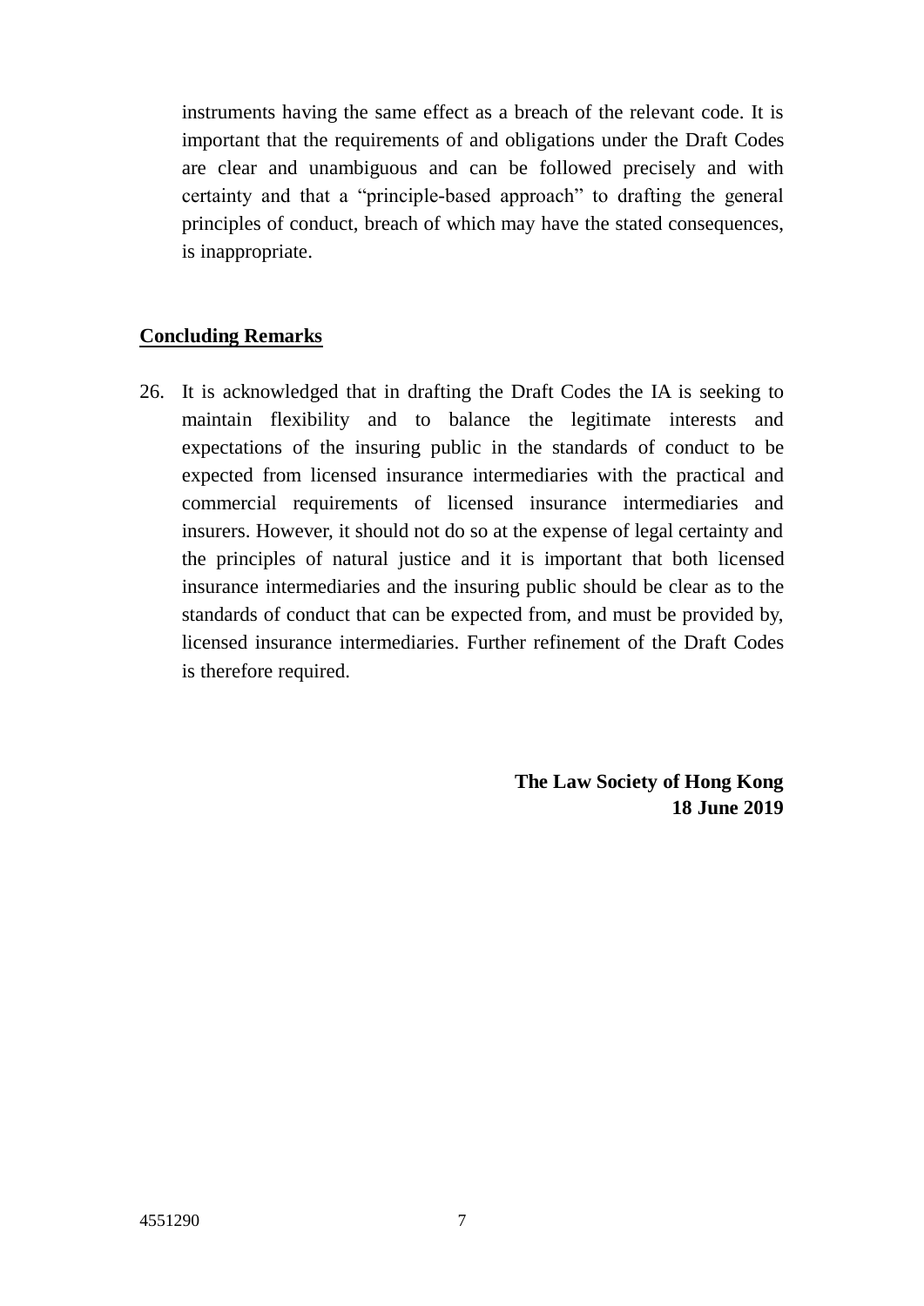instruments having the same effect as a breach of the relevant code. It is important that the requirements of and obligations under the Draft Codes are clear and unambiguous and can be followed precisely and with certainty and that a "principle-based approach" to drafting the general principles of conduct, breach of which may have the stated consequences, is inappropriate.

## Concluding Remarks

26. It is acknowledged that in drafting the Draft Codes the IA is seeking to maintain flexibility and to balance the legitimate interests and expectations of the insuring public in the standards of conduct to be expected from licensed insurance intermediaries with the practical and commercial requirements of licensed insurance intermediaries and insurers. However, it should not do so at the expense of legal certainty and the principles of natural justice and it is important that both licensed insurance intermediaries and the insuring public should be clear as to the standards of conduct that can be expected from, and must be provided by, licensed insurance intermediaries. Further refinement of the Draft Codes is therefore required.

**The Law Society of Hong Kong**
**18 June 2019**

4551290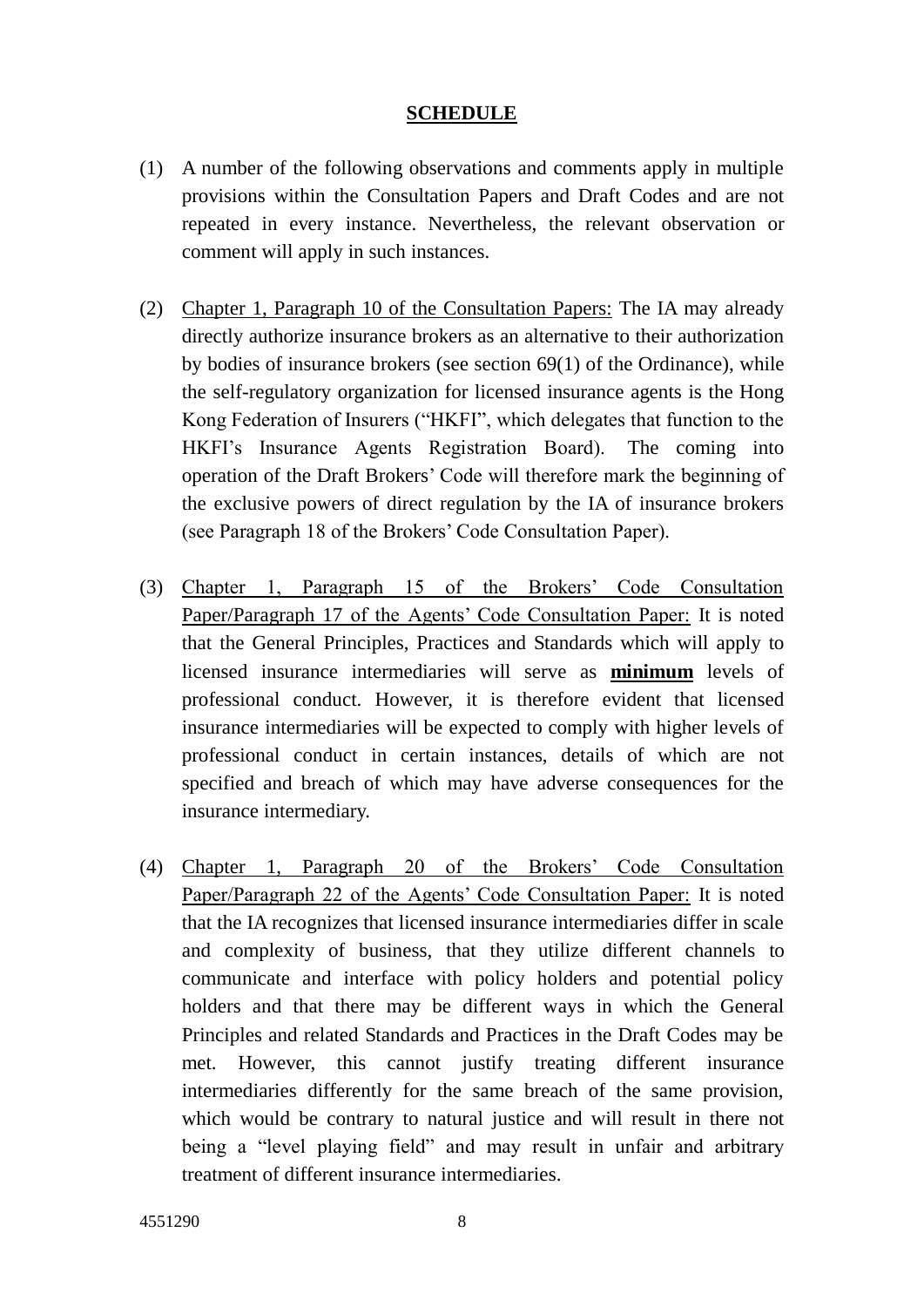**SCHEDULE**

(1) A number of the following observations and comments apply in multiple provisions within the Consultation Papers and Draft Codes and are not repeated in every instance. Nevertheless, the relevant observation or comment will apply in such instances.

(2) Chapter 1, Paragraph 10 of the Consultation Papers: The IA may already directly authorize insurance brokers as an alternative to their authorization by bodies of insurance brokers (see section 69(1) of the Ordinance), while the self-regulatory organization for licensed insurance agents is the Hong Kong Federation of Insurers ("HKFI", which delegates that function to the HKFI's Insurance Agents Registration Board). The coming into operation of the Draft Brokers' Code will therefore mark the beginning of the exclusive powers of direct regulation by the IA of insurance brokers (see Paragraph 18 of the Brokers' Code Consultation Paper).

(3) Chapter 1, Paragraph 15 of the Brokers' Code Consultation Paper/Paragraph 17 of the Agents' Code Consultation Paper: It is noted that the General Principles, Practices and Standards which will apply to licensed insurance intermediaries will serve as **minimum** levels of professional conduct. However, it is therefore evident that licensed insurance intermediaries will be expected to comply with higher levels of professional conduct in certain instances, details of which are not specified and breach of which may have adverse consequences for the insurance intermediary.

(4) Chapter 1, Paragraph 20 of the Brokers' Code Consultation Paper/Paragraph 22 of the Agents' Code Consultation Paper: It is noted that the IA recognizes that licensed insurance intermediaries differ in scale and complexity of business, that they utilize different channels to communicate and interface with policy holders and potential policy holders and that there may be different ways in which the General Principles and related Standards and Practices in the Draft Codes may be met. However, this cannot justify treating different insurance intermediaries differently for the same breach of the same provision, which would be contrary to natural justice and will result in there not being a "level playing field" and may result in unfair and arbitrary treatment of different insurance intermediaries.

4551290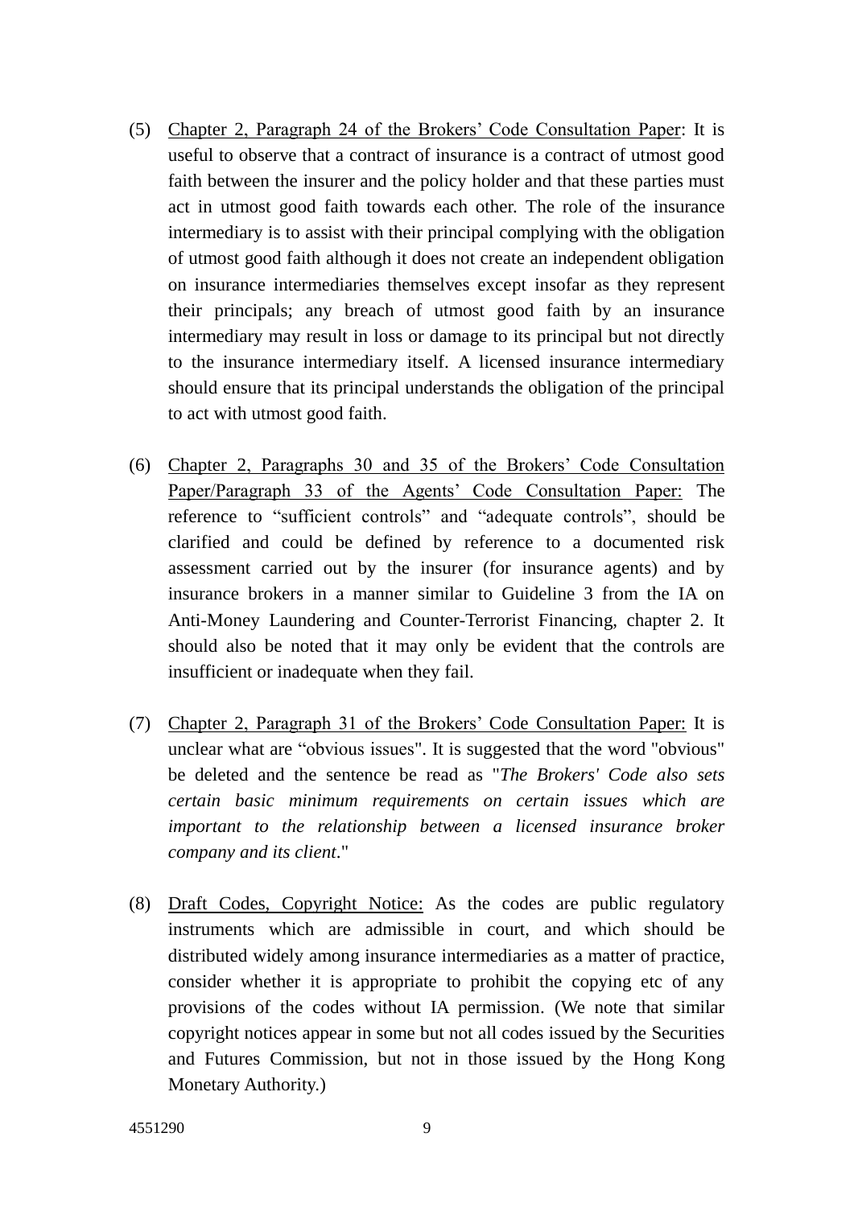(5) <u>Chapter 2, Paragraph 24 of the Brokers' Code Consultation Paper</u>: It is useful to observe that a contract of insurance is a contract of utmost good faith between the insurer and the policy holder and that these parties must act in utmost good faith towards each other. The role of the insurance intermediary is to assist with their principal complying with the obligation of utmost good faith although it does not create an independent obligation on insurance intermediaries themselves except insofar as they represent their principals; any breach of utmost good faith by an insurance intermediary may result in loss or damage to its principal but not directly to the insurance intermediary itself. A licensed insurance intermediary should ensure that its principal understands the obligation of the principal to act with utmost good faith.

(6) <u>Chapter 2, Paragraphs 30 and 35 of the Brokers' Code Consultation Paper/Paragraph 33 of the Agents' Code Consultation Paper:</u> The reference to "sufficient controls" and "adequate controls", should be clarified and could be defined by reference to a documented risk assessment carried out by the insurer (for insurance agents) and by insurance brokers in a manner similar to Guideline 3 from the IA on Anti-Money Laundering and Counter-Terrorist Financing, chapter 2. It should also be noted that it may only be evident that the controls are insufficient or inadequate when they fail.

(7) <u>Chapter 2, Paragraph 31 of the Brokers' Code Consultation Paper:</u> It is unclear what are "obvious issues". It is suggested that the word "obvious" be deleted and the sentence be read as "*The Brokers' Code also sets certain basic minimum requirements on certain issues which are important to the relationship between a licensed insurance broker company and its client*."

(8) <u>Draft Codes, Copyright Notice:</u> As the codes are public regulatory instruments which are admissible in court, and which should be distributed widely among insurance intermediaries as a matter of practice, consider whether it is appropriate to prohibit the copying etc of any provisions of the codes without IA permission. (We note that similar copyright notices appear in some but not all codes issued by the Securities and Futures Commission, but not in those issued by the Hong Kong Monetary Authority.)

4551290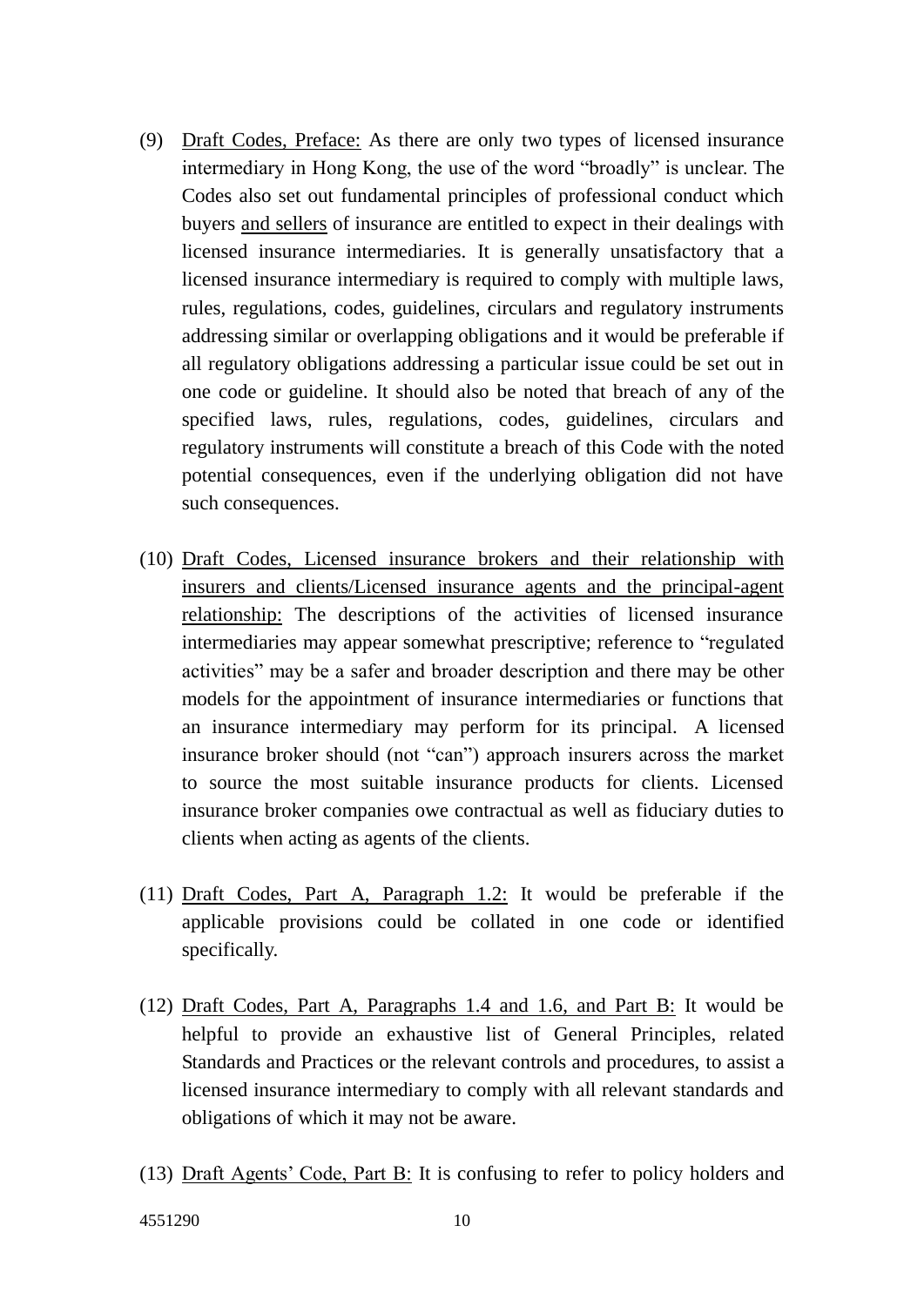(9) Draft Codes, Preface: As there are only two types of licensed insurance intermediary in Hong Kong, the use of the word "broadly" is unclear. The Codes also set out fundamental principles of professional conduct which buyers and sellers of insurance are entitled to expect in their dealings with licensed insurance intermediaries. It is generally unsatisfactory that a licensed insurance intermediary is required to comply with multiple laws, rules, regulations, codes, guidelines, circulars and regulatory instruments addressing similar or overlapping obligations and it would be preferable if all regulatory obligations addressing a particular issue could be set out in one code or guideline. It should also be noted that breach of any of the specified laws, rules, regulations, codes, guidelines, circulars and regulatory instruments will constitute a breach of this Code with the noted potential consequences, even if the underlying obligation did not have such consequences.

(10) Draft Codes, Licensed insurance brokers and their relationship with insurers and clients/Licensed insurance agents and the principal-agent relationship: The descriptions of the activities of licensed insurance intermediaries may appear somewhat prescriptive; reference to "regulated activities" may be a safer and broader description and there may be other models for the appointment of insurance intermediaries or functions that an insurance intermediary may perform for its principal. A licensed insurance broker should (not "can") approach insurers across the market to source the most suitable insurance products for clients. Licensed insurance broker companies owe contractual as well as fiduciary duties to clients when acting as agents of the clients.

(11) Draft Codes, Part A, Paragraph 1.2: It would be preferable if the applicable provisions could be collated in one code or identified specifically.

(12) Draft Codes, Part A, Paragraphs 1.4 and 1.6, and Part B: It would be helpful to provide an exhaustive list of General Principles, related Standards and Practices or the relevant controls and procedures, to assist a licensed insurance intermediary to comply with all relevant standards and obligations of which it may not be aware.

(13) Draft Agents' Code, Part B: It is confusing to refer to policy holders and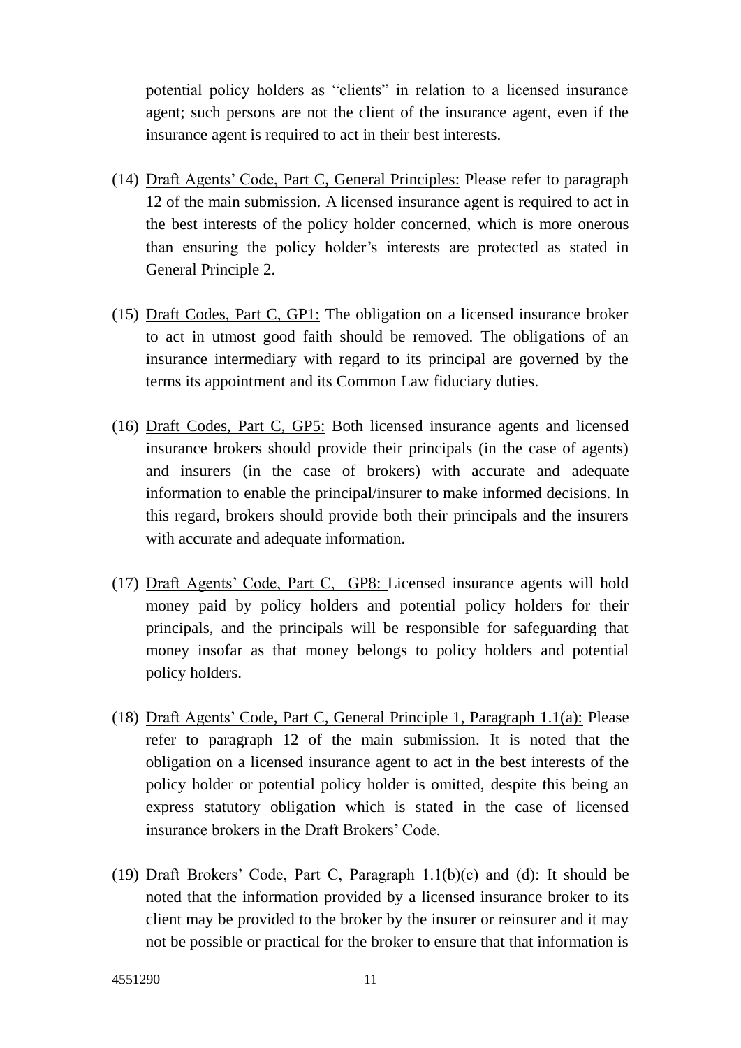potential policy holders as "clients" in relation to a licensed insurance agent; such persons are not the client of the insurance agent, even if the insurance agent is required to act in their best interests.

(14) Draft Agents' Code, Part C, General Principles: Please refer to paragraph 12 of the main submission. A licensed insurance agent is required to act in the best interests of the policy holder concerned, which is more onerous than ensuring the policy holder's interests are protected as stated in General Principle 2.

(15) Draft Codes, Part C, GP1: The obligation on a licensed insurance broker to act in utmost good faith should be removed. The obligations of an insurance intermediary with regard to its principal are governed by the terms its appointment and its Common Law fiduciary duties.

(16) Draft Codes, Part C, GP5: Both licensed insurance agents and licensed insurance brokers should provide their principals (in the case of agents) and insurers (in the case of brokers) with accurate and adequate information to enable the principal/insurer to make informed decisions. In this regard, brokers should provide both their principals and the insurers with accurate and adequate information.

(17) Draft Agents' Code, Part C, GP8: Licensed insurance agents will hold money paid by policy holders and potential policy holders for their principals, and the principals will be responsible for safeguarding that money insofar as that money belongs to policy holders and potential policy holders.

(18) Draft Agents' Code, Part C, General Principle 1, Paragraph 1.1(a): Please refer to paragraph 12 of the main submission. It is noted that the obligation on a licensed insurance agent to act in the best interests of the policy holder or potential policy holder is omitted, despite this being an express statutory obligation which is stated in the case of licensed insurance brokers in the Draft Brokers' Code.

(19) Draft Brokers' Code, Part C, Paragraph 1.1(b)(c) and (d): It should be noted that the information provided by a licensed insurance broker to its client may be provided to the broker by the insurer or reinsurer and it may not be possible or practical for the broker to ensure that that information is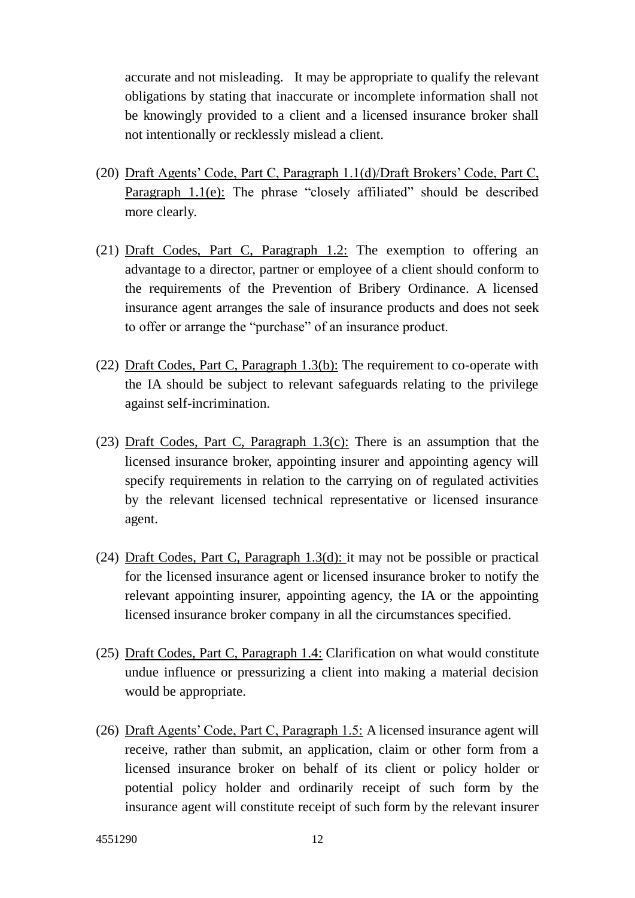accurate and not misleading. It may be appropriate to qualify the relevant obligations by stating that inaccurate or incomplete information shall not be knowingly provided to a client and a licensed insurance broker shall not intentionally or recklessly mislead a client.

(20) <u>Draft Agents' Code, Part C, Paragraph 1.1(d)/Draft Brokers' Code, Part C, Paragraph 1.1(e):</u> The phrase "closely affiliated" should be described more clearly.

(21) <u>Draft Codes, Part C, Paragraph 1.2:</u> The exemption to offering an advantage to a director, partner or employee of a client should conform to the requirements of the Prevention of Bribery Ordinance. A licensed insurance agent arranges the sale of insurance products and does not seek to offer or arrange the "purchase" of an insurance product.

(22) <u>Draft Codes, Part C, Paragraph 1.3(b):</u> The requirement to co-operate with the IA should be subject to relevant safeguards relating to the privilege against self-incrimination.

(23) <u>Draft Codes, Part C, Paragraph 1.3(c):</u> There is an assumption that the licensed insurance broker, appointing insurer and appointing agency will specify requirements in relation to the carrying on of regulated activities by the relevant licensed technical representative or licensed insurance agent.

(24) <u>Draft Codes, Part C, Paragraph 1.3(d):</u> it may not be possible or practical for the licensed insurance agent or licensed insurance broker to notify the relevant appointing insurer, appointing agency, the IA or the appointing licensed insurance broker company in all the circumstances specified.

(25) <u>Draft Codes, Part C, Paragraph 1.4:</u> Clarification on what would constitute undue influence or pressurizing a client into making a material decision would be appropriate.

(26) <u>Draft Agents' Code, Part C, Paragraph 1.5:</u> A licensed insurance agent will receive, rather than submit, an application, claim or other form from a licensed insurance broker on behalf of its client or policy holder or potential policy holder and ordinarily receipt of such form by the insurance agent will constitute receipt of such form by the relevant insurer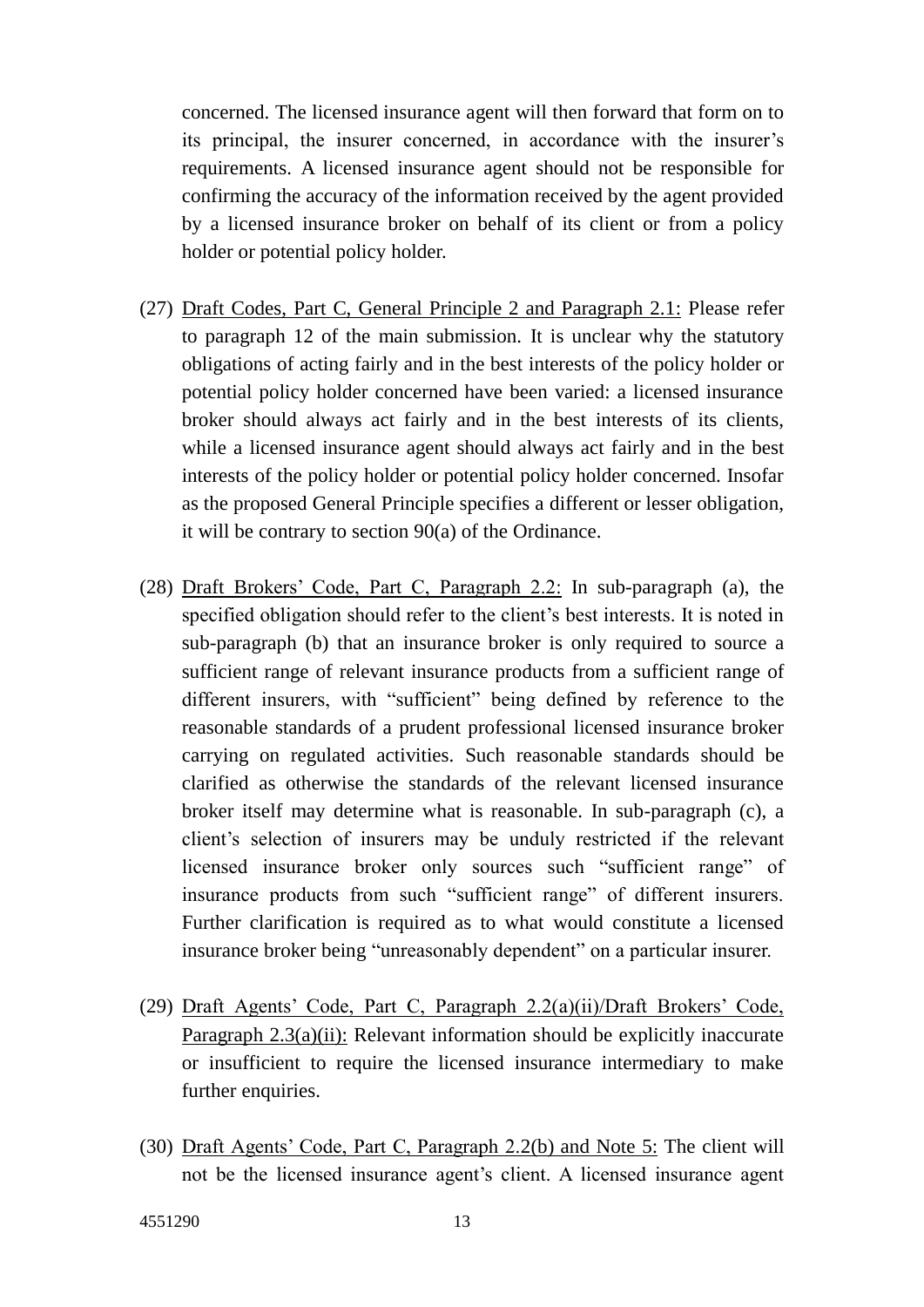concerned. The licensed insurance agent will then forward that form on to its principal, the insurer concerned, in accordance with the insurer's requirements. A licensed insurance agent should not be responsible for confirming the accuracy of the information received by the agent provided by a licensed insurance broker on behalf of its client or from a policy holder or potential policy holder.

(27) <u>Draft Codes, Part C, General Principle 2 and Paragraph 2.1:</u> Please refer to paragraph 12 of the main submission. It is unclear why the statutory obligations of acting fairly and in the best interests of the policy holder or potential policy holder concerned have been varied: a licensed insurance broker should always act fairly and in the best interests of its clients, while a licensed insurance agent should always act fairly and in the best interests of the policy holder or potential policy holder concerned. Insofar as the proposed General Principle specifies a different or lesser obligation, it will be contrary to section 90(a) of the Ordinance.

(28) <u>Draft Brokers' Code, Part C, Paragraph 2.2:</u> In sub-paragraph (a), the specified obligation should refer to the client's best interests. It is noted in sub-paragraph (b) that an insurance broker is only required to source a sufficient range of relevant insurance products from a sufficient range of different insurers, with "sufficient" being defined by reference to the reasonable standards of a prudent professional licensed insurance broker carrying on regulated activities. Such reasonable standards should be clarified as otherwise the standards of the relevant licensed insurance broker itself may determine what is reasonable. In sub-paragraph (c), a client's selection of insurers may be unduly restricted if the relevant licensed insurance broker only sources such "sufficient range" of insurance products from such "sufficient range" of different insurers. Further clarification is required as to what would constitute a licensed insurance broker being "unreasonably dependent" on a particular insurer.

(29) <u>Draft Agents' Code, Part C, Paragraph 2.2(a)(ii)/Draft Brokers' Code, Paragraph 2.3(a)(ii):</u> Relevant information should be explicitly inaccurate or insufficient to require the licensed insurance intermediary to make further enquiries.

(30) <u>Draft Agents' Code, Part C, Paragraph 2.2(b) and Note 5:</u> The client will not be the licensed insurance agent's client. A licensed insurance agent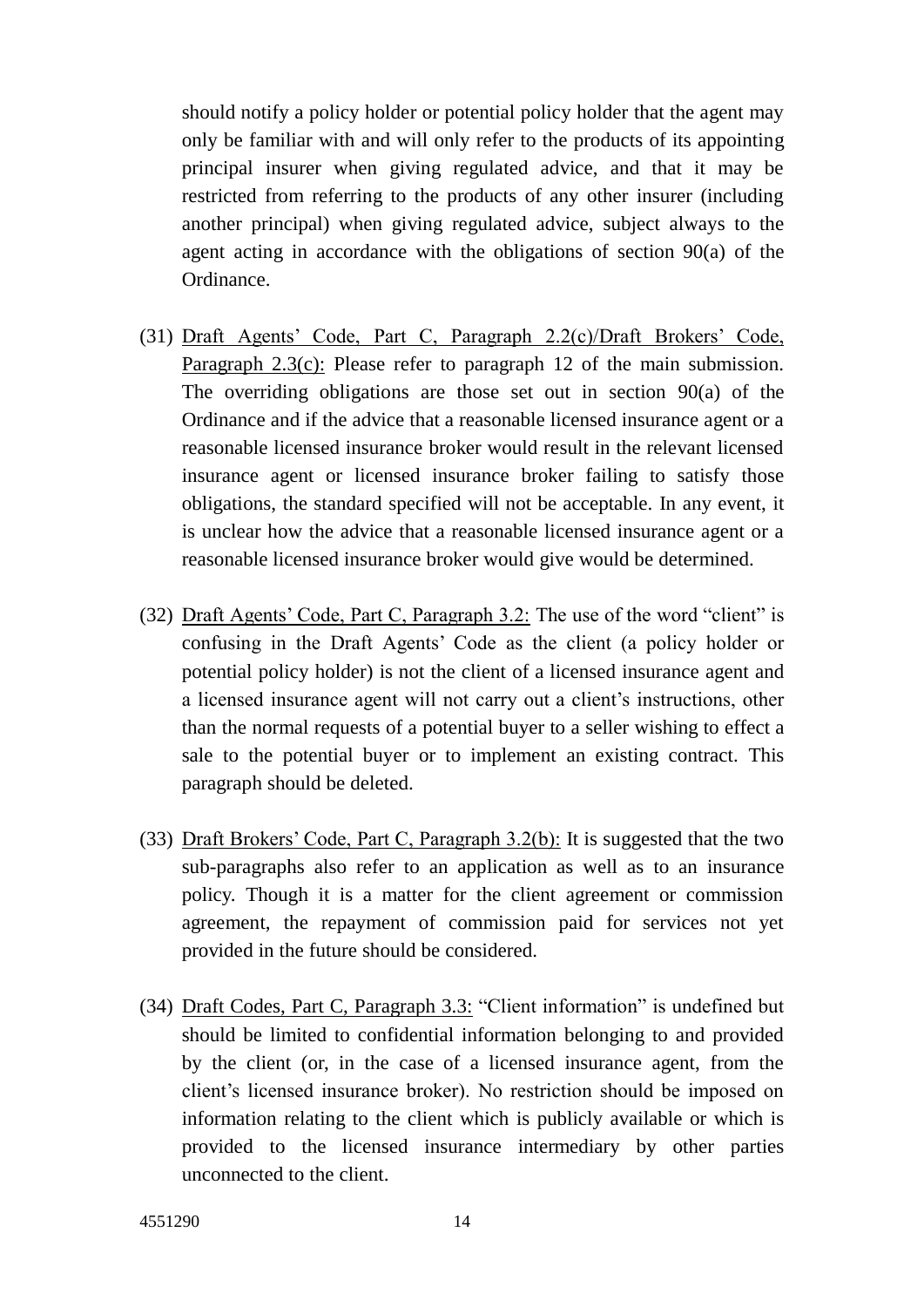should notify a policy holder or potential policy holder that the agent may only be familiar with and will only refer to the products of its appointing principal insurer when giving regulated advice, and that it may be restricted from referring to the products of any other insurer (including another principal) when giving regulated advice, subject always to the agent acting in accordance with the obligations of section 90(a) of the Ordinance.

(31) Draft Agents' Code, Part C, Paragraph 2.2(c)/Draft Brokers' Code, Paragraph 2.3(c): Please refer to paragraph 12 of the main submission. The overriding obligations are those set out in section 90(a) of the Ordinance and if the advice that a reasonable licensed insurance agent or a reasonable licensed insurance broker would result in the relevant licensed insurance agent or licensed insurance broker failing to satisfy those obligations, the standard specified will not be acceptable. In any event, it is unclear how the advice that a reasonable licensed insurance agent or a reasonable licensed insurance broker would give would be determined.

(32) Draft Agents' Code, Part C, Paragraph 3.2: The use of the word "client" is confusing in the Draft Agents' Code as the client (a policy holder or potential policy holder) is not the client of a licensed insurance agent and a licensed insurance agent will not carry out a client's instructions, other than the normal requests of a potential buyer to a seller wishing to effect a sale to the potential buyer or to implement an existing contract. This paragraph should be deleted.

(33) Draft Brokers' Code, Part C, Paragraph 3.2(b): It is suggested that the two sub-paragraphs also refer to an application as well as to an insurance policy. Though it is a matter for the client agreement or commission agreement, the repayment of commission paid for services not yet provided in the future should be considered.

(34) Draft Codes, Part C, Paragraph 3.3: "Client information" is undefined but should be limited to confidential information belonging to and provided by the client (or, in the case of a licensed insurance agent, from the client's licensed insurance broker). No restriction should be imposed on information relating to the client which is publicly available or which is provided to the licensed insurance intermediary by other parties unconnected to the client.

4551290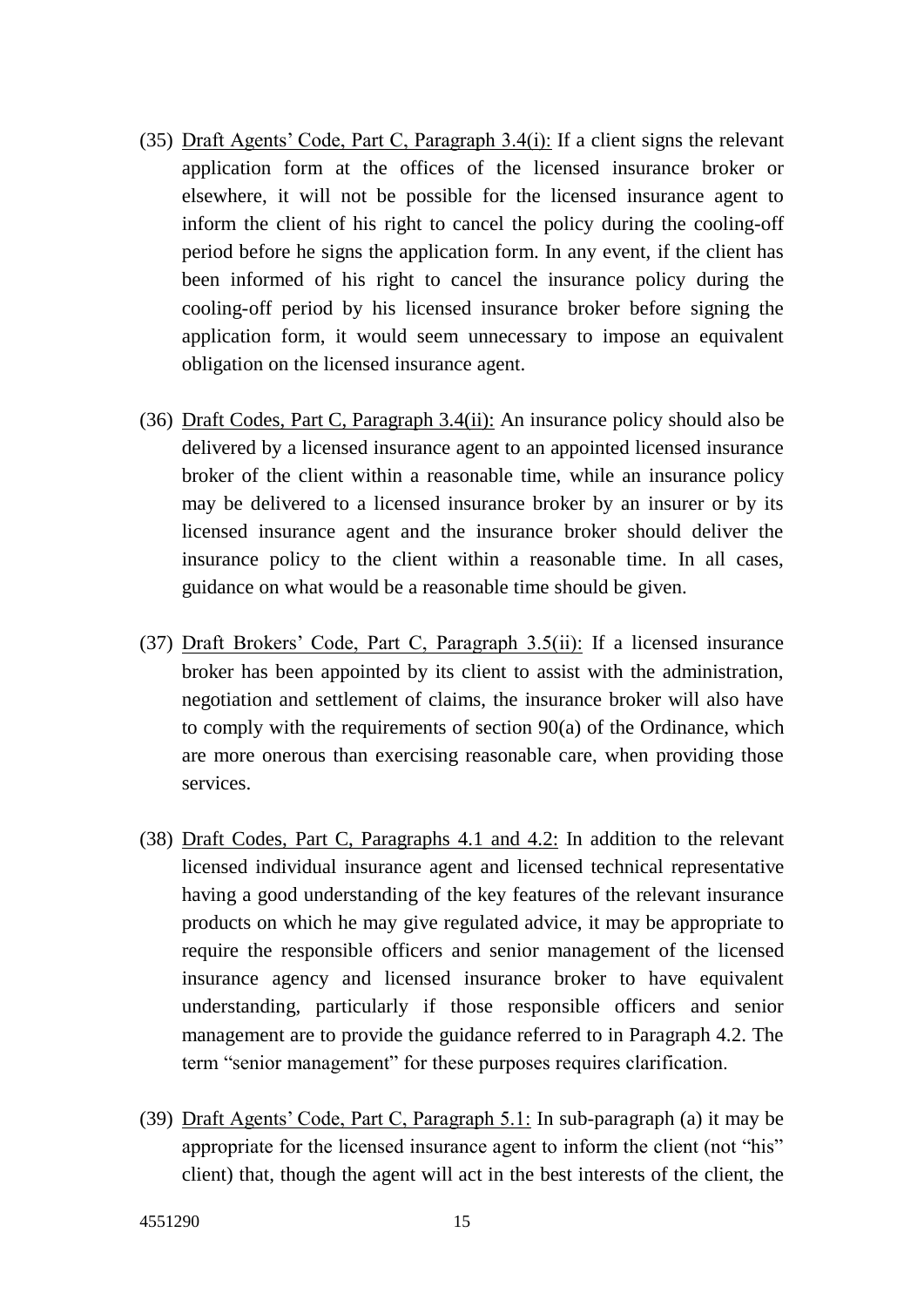(35) <u>Draft Agents' Code, Part C, Paragraph 3.4(i):</u> If a client signs the relevant application form at the offices of the licensed insurance broker or elsewhere, it will not be possible for the licensed insurance agent to inform the client of his right to cancel the policy during the cooling-off period before he signs the application form. In any event, if the client has been informed of his right to cancel the insurance policy during the cooling-off period by his licensed insurance broker before signing the application form, it would seem unnecessary to impose an equivalent obligation on the licensed insurance agent.

(36) <u>Draft Codes, Part C, Paragraph 3.4(ii):</u> An insurance policy should also be delivered by a licensed insurance agent to an appointed licensed insurance broker of the client within a reasonable time, while an insurance policy may be delivered to a licensed insurance broker by an insurer or by its licensed insurance agent and the insurance broker should deliver the insurance policy to the client within a reasonable time. In all cases, guidance on what would be a reasonable time should be given.

(37) <u>Draft Brokers' Code, Part C, Paragraph 3.5(ii):</u> If a licensed insurance broker has been appointed by its client to assist with the administration, negotiation and settlement of claims, the insurance broker will also have to comply with the requirements of section 90(a) of the Ordinance, which are more onerous than exercising reasonable care, when providing those services.

(38) <u>Draft Codes, Part C, Paragraphs 4.1 and 4.2:</u> In addition to the relevant licensed individual insurance agent and licensed technical representative having a good understanding of the key features of the relevant insurance products on which he may give regulated advice, it may be appropriate to require the responsible officers and senior management of the licensed insurance agency and licensed insurance broker to have equivalent understanding, particularly if those responsible officers and senior management are to provide the guidance referred to in Paragraph 4.2. The term "senior management" for these purposes requires clarification.

(39) <u>Draft Agents' Code, Part C, Paragraph 5.1:</u> In sub-paragraph (a) it may be appropriate for the licensed insurance agent to inform the client (not "his" client) that, though the agent will act in the best interests of the client, the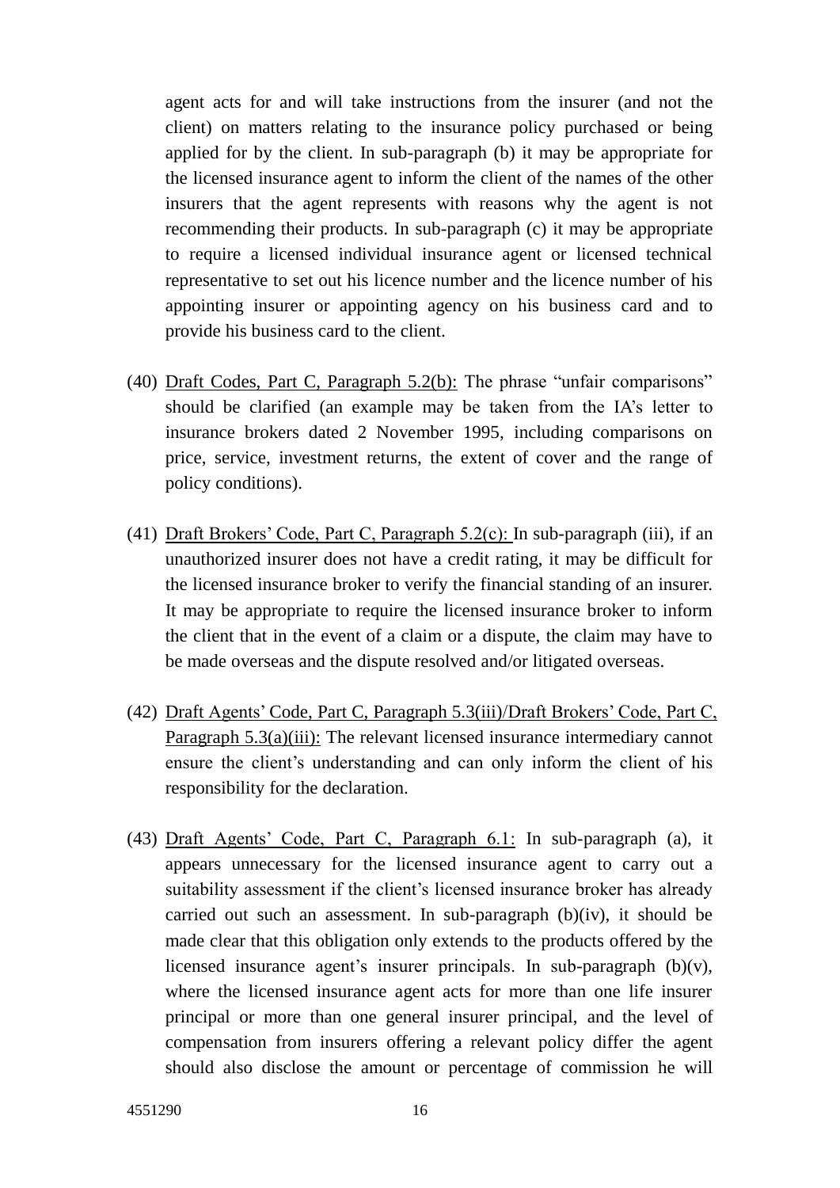agent acts for and will take instructions from the insurer (and not the client) on matters relating to the insurance policy purchased or being applied for by the client. In sub-paragraph (b) it may be appropriate for the licensed insurance agent to inform the client of the names of the other insurers that the agent represents with reasons why the agent is not recommending their products. In sub-paragraph (c) it may be appropriate to require a licensed individual insurance agent or licensed technical representative to set out his licence number and the licence number of his appointing insurer or appointing agency on his business card and to provide his business card to the client.

(40) Draft Codes, Part C, Paragraph 5.2(b): The phrase "unfair comparisons" should be clarified (an example may be taken from the IA's letter to insurance brokers dated 2 November 1995, including comparisons on price, service, investment returns, the extent of cover and the range of policy conditions).

(41) Draft Brokers' Code, Part C, Paragraph 5.2(c): In sub-paragraph (iii), if an unauthorized insurer does not have a credit rating, it may be difficult for the licensed insurance broker to verify the financial standing of an insurer. It may be appropriate to require the licensed insurance broker to inform the client that in the event of a claim or a dispute, the claim may have to be made overseas and the dispute resolved and/or litigated overseas.

(42) Draft Agents' Code, Part C, Paragraph 5.3(iii)/Draft Brokers' Code, Part C, Paragraph 5.3(a)(iii): The relevant licensed insurance intermediary cannot ensure the client's understanding and can only inform the client of his responsibility for the declaration.

(43) Draft Agents' Code, Part C, Paragraph 6.1: In sub-paragraph (a), it appears unnecessary for the licensed insurance agent to carry out a suitability assessment if the client's licensed insurance broker has already carried out such an assessment. In sub-paragraph (b)(iv), it should be made clear that this obligation only extends to the products offered by the licensed insurance agent's insurer principals. In sub-paragraph (b)(v), where the licensed insurance agent acts for more than one life insurer principal or more than one general insurer principal, and the level of compensation from insurers offering a relevant policy differ the agent should also disclose the amount or percentage of commission he will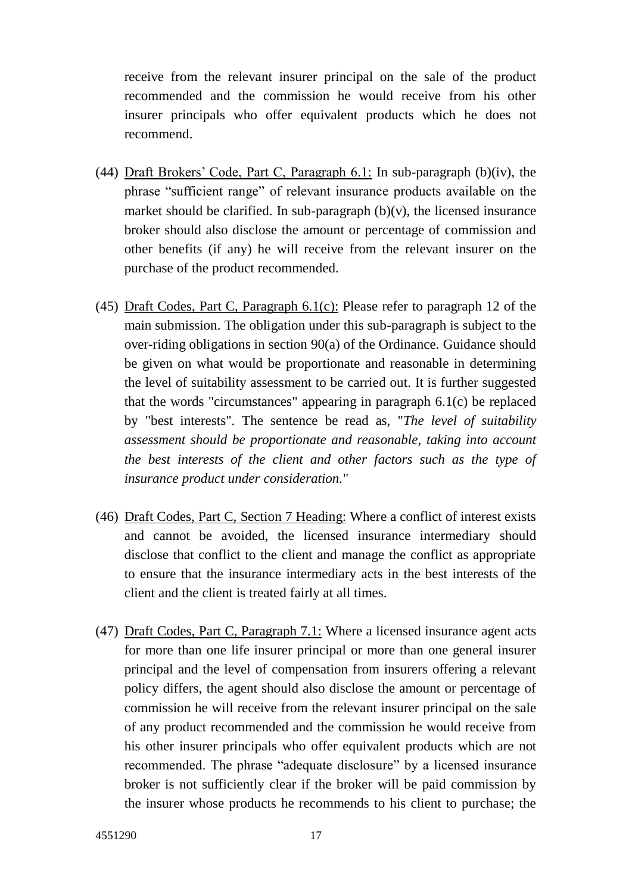receive from the relevant insurer principal on the sale of the product recommended and the commission he would receive from his other insurer principals who offer equivalent products which he does not recommend.

(44) <u>Draft Brokers' Code, Part C, Paragraph 6.1:</u> In sub-paragraph (b)(iv), the phrase "sufficient range" of relevant insurance products available on the market should be clarified. In sub-paragraph (b)(v), the licensed insurance broker should also disclose the amount or percentage of commission and other benefits (if any) he will receive from the relevant insurer on the purchase of the product recommended.

(45) <u>Draft Codes, Part C, Paragraph 6.1(c):</u> Please refer to paragraph 12 of the main submission. The obligation under this sub-paragraph is subject to the over-riding obligations in section 90(a) of the Ordinance. Guidance should be given on what would be proportionate and reasonable in determining the level of suitability assessment to be carried out. It is further suggested that the words "circumstances" appearing in paragraph 6.1(c) be replaced by "best interests". The sentence be read as, "*The level of suitability assessment should be proportionate and reasonable, taking into account the best interests of the client and other factors such as the type of insurance product under consideration.*"

(46) <u>Draft Codes, Part C, Section 7 Heading:</u> Where a conflict of interest exists and cannot be avoided, the licensed insurance intermediary should disclose that conflict to the client and manage the conflict as appropriate to ensure that the insurance intermediary acts in the best interests of the client and the client is treated fairly at all times.

(47) <u>Draft Codes, Part C, Paragraph 7.1:</u> Where a licensed insurance agent acts for more than one life insurer principal or more than one general insurer principal and the level of compensation from insurers offering a relevant policy differs, the agent should also disclose the amount or percentage of commission he will receive from the relevant insurer principal on the sale of any product recommended and the commission he would receive from his other insurer principals who offer equivalent products which are not recommended. The phrase "adequate disclosure" by a licensed insurance broker is not sufficiently clear if the broker will be paid commission by the insurer whose products he recommends to his client to purchase; the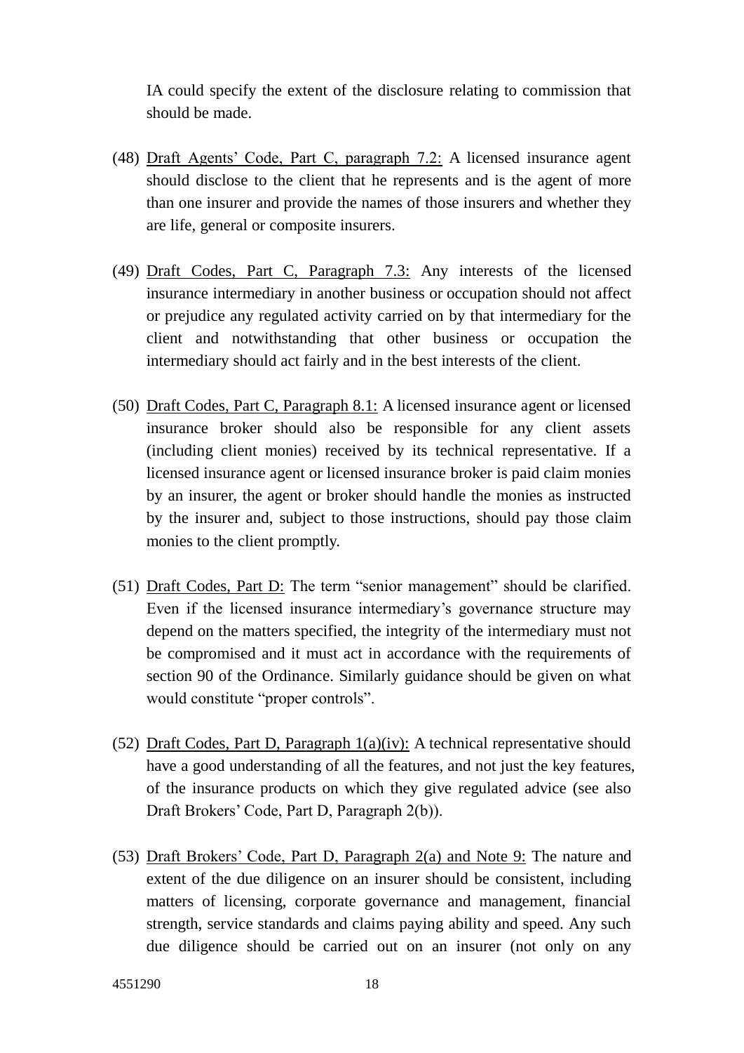IA could specify the extent of the disclosure relating to commission that should be made.

(48) Draft Agents' Code, Part C, paragraph 7.2: A licensed insurance agent should disclose to the client that he represents and is the agent of more than one insurer and provide the names of those insurers and whether they are life, general or composite insurers.

(49) Draft Codes, Part C, Paragraph 7.3: Any interests of the licensed insurance intermediary in another business or occupation should not affect or prejudice any regulated activity carried on by that intermediary for the client and notwithstanding that other business or occupation the intermediary should act fairly and in the best interests of the client.

(50) Draft Codes, Part C, Paragraph 8.1: A licensed insurance agent or licensed insurance broker should also be responsible for any client assets (including client monies) received by its technical representative. If a licensed insurance agent or licensed insurance broker is paid claim monies by an insurer, the agent or broker should handle the monies as instructed by the insurer and, subject to those instructions, should pay those claim monies to the client promptly.

(51) Draft Codes, Part D: The term "senior management" should be clarified. Even if the licensed insurance intermediary's governance structure may depend on the matters specified, the integrity of the intermediary must not be compromised and it must act in accordance with the requirements of section 90 of the Ordinance. Similarly guidance should be given on what would constitute "proper controls".

(52) Draft Codes, Part D, Paragraph 1(a)(iv): A technical representative should have a good understanding of all the features, and not just the key features, of the insurance products on which they give regulated advice (see also Draft Brokers' Code, Part D, Paragraph 2(b)).

(53) Draft Brokers' Code, Part D, Paragraph 2(a) and Note 9: The nature and extent of the due diligence on an insurer should be consistent, including matters of licensing, corporate governance and management, financial strength, service standards and claims paying ability and speed. Any such due diligence should be carried out on an insurer (not only on any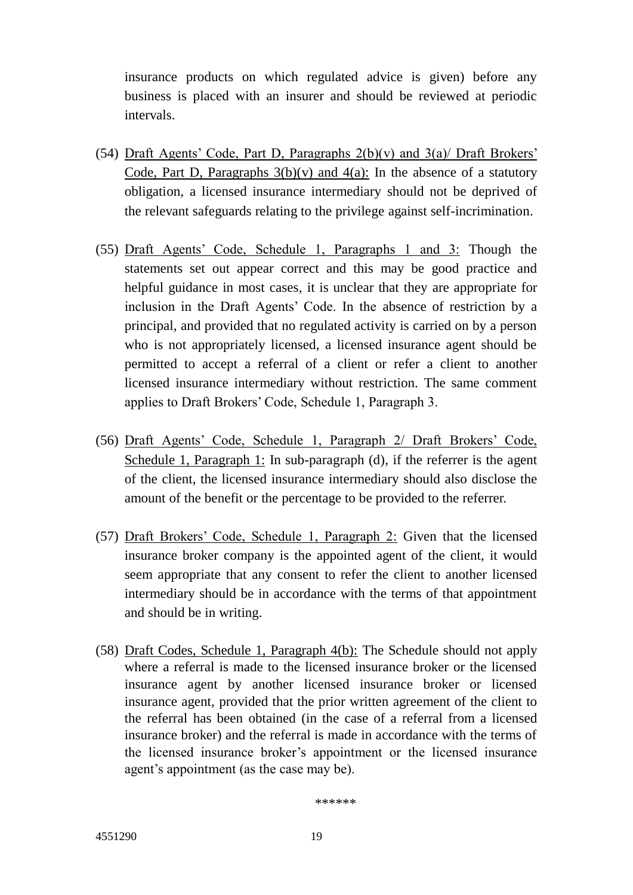insurance products on which regulated advice is given) before any business is placed with an insurer and should be reviewed at periodic intervals.

(54) Draft Agents' Code, Part D, Paragraphs 2(b)(v) and 3(a)/ Draft Brokers' Code, Part D, Paragraphs 3(b)(v) and 4(a): In the absence of a statutory obligation, a licensed insurance intermediary should not be deprived of the relevant safeguards relating to the privilege against self-incrimination.

(55) Draft Agents' Code, Schedule 1, Paragraphs 1 and 3: Though the statements set out appear correct and this may be good practice and helpful guidance in most cases, it is unclear that they are appropriate for inclusion in the Draft Agents' Code. In the absence of restriction by a principal, and provided that no regulated activity is carried on by a person who is not appropriately licensed, a licensed insurance agent should be permitted to accept a referral of a client or refer a client to another licensed insurance intermediary without restriction. The same comment applies to Draft Brokers' Code, Schedule 1, Paragraph 3.

(56) Draft Agents' Code, Schedule 1, Paragraph 2/ Draft Brokers' Code, Schedule 1, Paragraph 1: In sub-paragraph (d), if the referrer is the agent of the client, the licensed insurance intermediary should also disclose the amount of the benefit or the percentage to be provided to the referrer.

(57) Draft Brokers' Code, Schedule 1, Paragraph 2: Given that the licensed insurance broker company is the appointed agent of the client, it would seem appropriate that any consent to refer the client to another licensed intermediary should be in accordance with the terms of that appointment and should be in writing.

(58) Draft Codes, Schedule 1, Paragraph 4(b): The Schedule should not apply where a referral is made to the licensed insurance broker or the licensed insurance agent by another licensed insurance broker or licensed insurance agent, provided that the prior written agreement of the client to the referral has been obtained (in the case of a referral from a licensed insurance broker) and the referral is made in accordance with the terms of the licensed insurance broker's appointment or the licensed insurance agent's appointment (as the case may be).

******

4551290